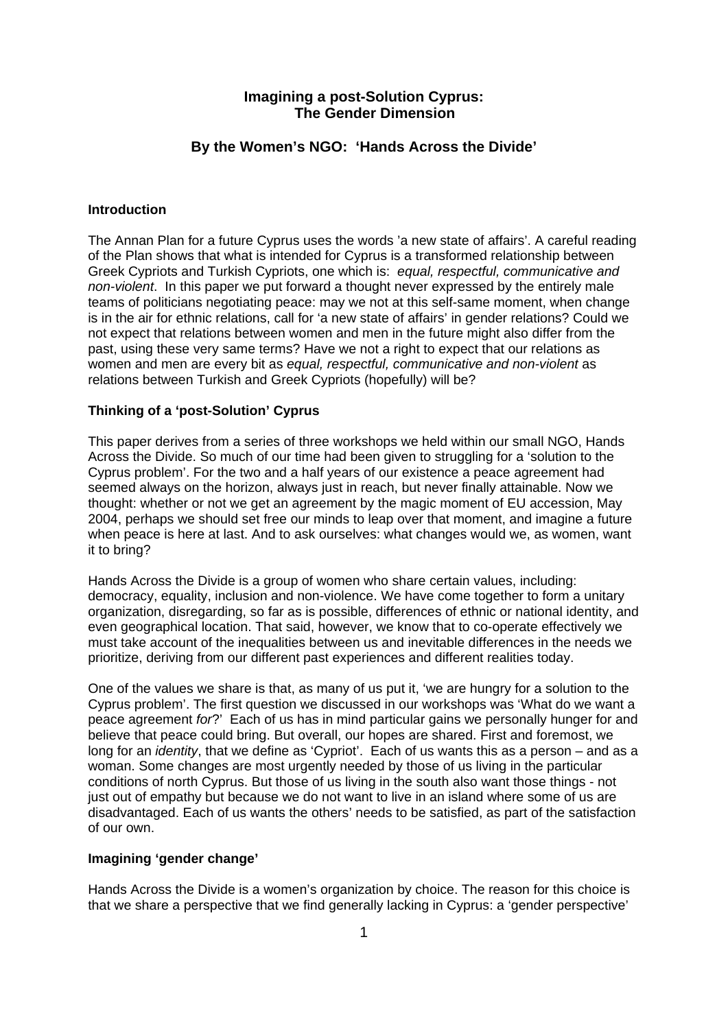# Imagining a post-Solution Cyprus: The Gender Dimension

## By the Women's NGO: 'Hands Across the Divide'

### Introduction

The Annan Plan for a future Cyprus uses the words 'a new state of affairs'. A careful reading of the Plan shows that what is intended for Cyprus is a transformed relationship between Greek Cypriots and Turkish Cypriots, one which is: *equal, respectful, communicative and non-violent*. In this paper we put forward a thought never expressed by the entirely male teams of politicians negotiating peace: may we not at this self-same moment, when change is in the air for ethnic relations, call for 'a new state of affairs' in gender relations? Could we not expect that relations between women and men in the future might also differ from the past, using these very same terms? Have we not a right to expect that our relations as women and men are every bit as *equal, respectful, communicative and non-violent* as relations between Turkish and Greek Cypriots (hopefully) will be?

### Thinking of a 'post-Solution' Cyprus

This paper derives from a series of three workshops we held within our small NGO, Hands Across the Divide. So much of our time had been given to struggling for a 'solution to the Cyprus problem'. For the two and a half years of our existence a peace agreement had seemed always on the horizon, always just in reach, but never finally attainable. Now we thought: whether or not we get an agreement by the magic moment of EU accession, May 2004, perhaps we should set free our minds to leap over that moment, and imagine a future when peace is here at last. And to ask ourselves: what changes would we, as women, want it to bring?

Hands Across the Divide is a group of women who share certain values, including: democracy, equality, inclusion and non-violence. We have come together to form a unitary organization, disregarding, so far as is possible, differences of ethnic or national identity, and even geographical location. That said, however, we know that to co-operate effectively we must take account of the inequalities between us and inevitable differences in the needs we prioritize, deriving from our different past experiences and different realities today.

One of the values we share is that, as many of us put it, 'we are hungry for a solution to the Cyprus problem'. The first question we discussed in our workshops was 'What do we want a peace agreement *for*?' Each of us has in mind particular gains we personally hunger for and believe that peace could bring. But overall, our hopes are shared. First and foremost, we long for an *identity*, that we define as 'Cypriot'. Each of us wants this as a person – and as a woman. Some changes are most urgently needed by those of us living in the particular conditions of north Cyprus. But those of us living in the south also want those things - not just out of empathy but because we do not want to live in an island where some of us are disadvantaged. Each of us wants the others' needs to be satisfied, as part of the satisfaction of our own.

### Imagining 'gender change'

Hands Across the Divide is a women's organization by choice. The reason for this choice is that we share a perspective that we find generally lacking in Cyprus: a 'gender perspective'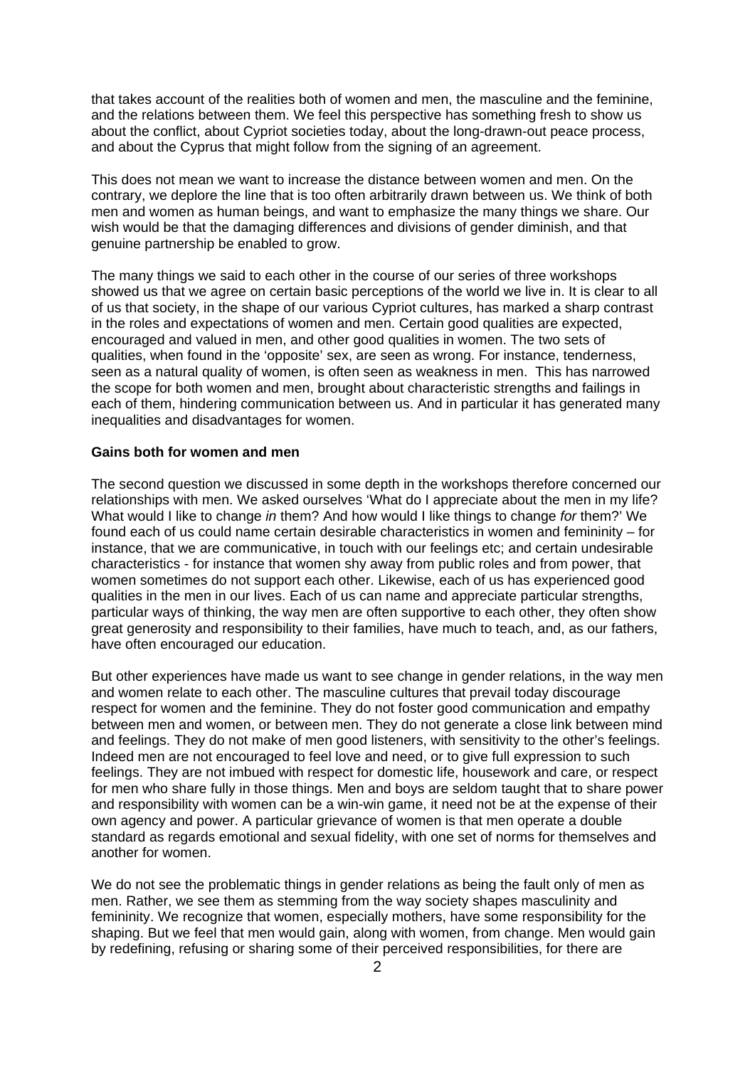that takes account of the realities both of women and men, the masculine and the feminine, and the relations between them. We feel this perspective has something fresh to show us about the conflict, about Cypriot societies today, about the long-drawn-out peace process, and about the Cyprus that might follow from the signing of an agreement.

This does not mean we want to increase the distance between women and men. On the contrary, we deplore the line that is too often arbitrarily drawn between us. We think of both men and women as human beings, and want to emphasize the many things we share. Our wish would be that the damaging differences and divisions of gender diminish, and that genuine partnership be enabled to grow.

The many things we said to each other in the course of our series of three workshops showed us that we agree on certain basic perceptions of the world we live in. It is clear to all of us that society, in the shape of our various Cypriot cultures, has marked a sharp contrast in the roles and expectations of women and men. Certain good qualities are expected, encouraged and valued in men, and other good qualities in women. The two sets of qualities, when found in the 'opposite' sex, are seen as wrong. For instance, tenderness, seen as a natural quality of women, is often seen as weakness in men. This has narrowed the scope for both women and men, brought about characteristic strengths and failings in each of them, hindering communication between us. And in particular it has generated many inequalities and disadvantages for women.

**Gains both for women and men**

The second question we discussed in some depth in the workshops therefore concerned our relationships with men. We asked ourselves 'What do I appreciate about the men in my life? What would I like to change *in* them? And how would I like things to change *for* them?' We found each of us could name certain desirable characteristics in women and femininity – for instance, that we are communicative, in touch with our feelings etc; and certain undesirable characteristics - for instance that women shy away from public roles and from power, that women sometimes do not support each other. Likewise, each of us has experienced good qualities in the men in our lives. Each of us can name and appreciate particular strengths, particular ways of thinking, the way men are often supportive to each other, they often show great generosity and responsibility to their families, have much to teach, and, as our fathers, have often encouraged our education.

But other experiences have made us want to see change in gender relations, in the way men and women relate to each other. The masculine cultures that prevail today discourage respect for women and the feminine. They do not foster good communication and empathy between men and women, or between men. They do not generate a close link between mind and feelings. They do not make of men good listeners, with sensitivity to the other's feelings. Indeed men are not encouraged to feel love and need, or to give full expression to such feelings. They are not imbued with respect for domestic life, housework and care, or respect for men who share fully in those things. Men and boys are seldom taught that to share power and responsibility with women can be a win-win game, it need not be at the expense of their own agency and power. A particular grievance of women is that men operate a double standard as regards emotional and sexual fidelity, with one set of norms for themselves and another for women.

We do not see the problematic things in gender relations as being the fault only of men as men. Rather, we see them as stemming from the way society shapes masculinity and femininity. We recognize that women, especially mothers, have some responsibility for the shaping. But we feel that men would gain, along with women, from change. Men would gain by redefining, refusing or sharing some of their perceived responsibilities, for there are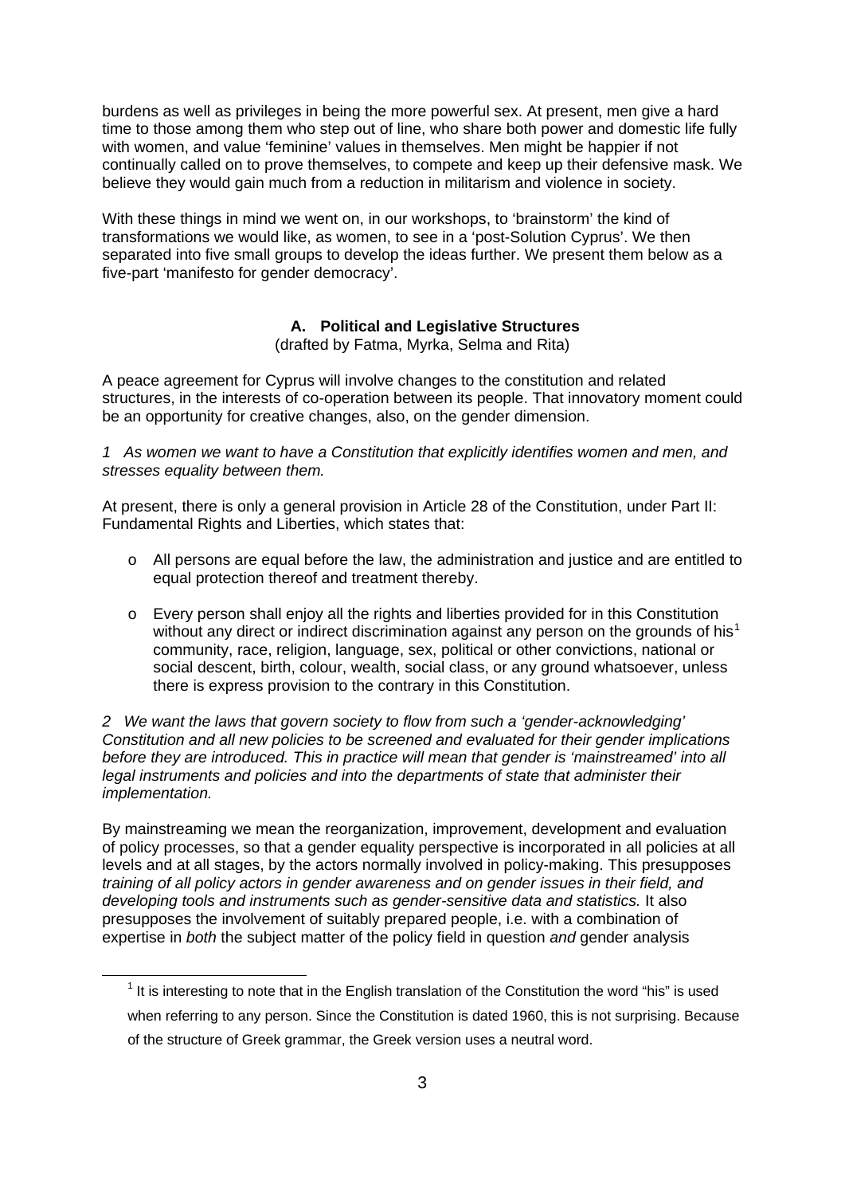burdens as well as privileges in being the more powerful sex. At present, men give a hard time to those among them who step out of line, who share both power and domestic life fully with women, and value 'feminine' values in themselves. Men might be happier if not continually called on to prove themselves, to compete and keep up their defensive mask. We believe they would gain much from a reduction in militarism and violence in society.

With these things in mind we went on, in our workshops, to 'brainstorm' the kind of transformations we would like, as women, to see in a 'post-Solution Cyprus'. We then separated into five small groups to develop the ideas further. We present them below as a five-part 'manifesto for gender democracy'.

## A. Political and Legislative Structures

(drafted by Fatma, Myrka, Selma and Rita)

A peace agreement for Cyprus will involve changes to the constitution and related structures, in the interests of co-operation between its people. That innovatory moment could be an opportunity for creative changes, also, on the gender dimension.

*1 As women we want to have a Constitution that explicitly identifies women and men, and stresses equality between them.*

At present, there is only a general provision in Article 28 of the Constitution, under Part II: Fundamental Rights and Liberties, which states that:

- All persons are equal before the law, the administration and justice and are entitled to equal protection thereof and treatment thereby.
- Every person shall enjoy all the rights and liberties provided for in this Constitution without any direct or indirect discrimination against any person on the grounds of his[1] community, race, religion, language, sex, political or other convictions, national or social descent, birth, colour, wealth, social class, or any ground whatsoever, unless there is express provision to the contrary in this Constitution.

*2 We want the laws that govern society to flow from such a 'gender-acknowledging' Constitution and all new policies to be screened and evaluated for their gender implications before they are introduced. This in practice will mean that gender is 'mainstreamed' into all legal instruments and policies and into the departments of state that administer their implementation.*

By mainstreaming we mean the reorganization, improvement, development and evaluation of policy processes, so that a gender equality perspective is incorporated in all policies at all levels and at all stages, by the actors normally involved in policy-making. This presupposes *training of all policy actors in gender awareness and on gender issues in their field, and developing tools and instruments such as gender-sensitive data and statistics.* It also presupposes the involvement of suitably prepared people, i.e. with a combination of expertise in *both* the subject matter of the policy field in question *and* gender analysis

[1] It is interesting to note that in the English translation of the Constitution the word "his" is used when referring to any person. Since the Constitution is dated 1960, this is not surprising. Because of the structure of Greek grammar, the Greek version uses a neutral word.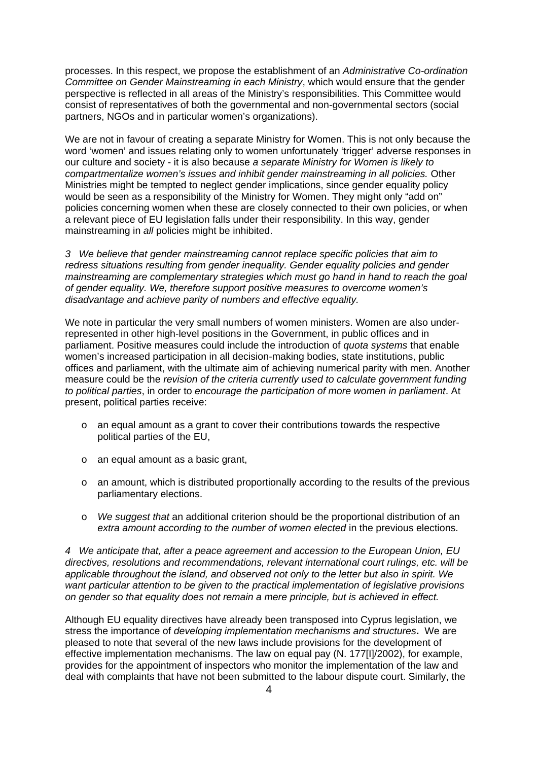processes. In this respect, we propose the establishment of an *Administrative Co-ordination Committee on Gender Mainstreaming in each Ministry*, which would ensure that the gender perspective is reflected in all areas of the Ministry's responsibilities. This Committee would consist of representatives of both the governmental and non-governmental sectors (social partners, NGOs and in particular women's organizations).

We are not in favour of creating a separate Ministry for Women. This is not only because the word 'women' and issues relating only to women unfortunately 'trigger' adverse responses in our culture and society - it is also because *a separate Ministry for Women is likely to compartmentalize women's issues and inhibit gender mainstreaming in all policies.* Other Ministries might be tempted to neglect gender implications, since gender equality policy would be seen as a responsibility of the Ministry for Women. They might only "add on" policies concerning women when these are closely connected to their own policies, or when a relevant piece of EU legislation falls under their responsibility. In this way, gender mainstreaming in *all* policies might be inhibited.

*3 We believe that gender mainstreaming cannot replace specific policies that aim to redress situations resulting from gender inequality. Gender equality policies and gender mainstreaming are complementary strategies which must go hand in hand to reach the goal of gender equality. We, therefore support positive measures to overcome women's disadvantage and achieve parity of numbers and effective equality.*

We note in particular the very small numbers of women ministers. Women are also under-represented in other high-level positions in the Government, in public offices and in parliament. Positive measures could include the introduction of *quota systems* that enable women's increased participation in all decision-making bodies, state institutions, public offices and parliament, with the ultimate aim of achieving numerical parity with men. Another measure could be the *revision of the criteria currently used to calculate government funding to political parties*, in order to *encourage the participation of more women in parliament*. At present, political parties receive:

- an equal amount as a grant to cover their contributions towards the respective political parties of the EU,
- an equal amount as a basic grant,
- an amount, which is distributed proportionally according to the results of the previous parliamentary elections.
- *We suggest that* an additional criterion should be the proportional distribution of an *extra amount according to the number of women elected* in the previous elections.

*4 We anticipate that, after a peace agreement and accession to the European Union, EU directives, resolutions and recommendations, relevant international court rulings, etc. will be applicable throughout the island, and observed not only to the letter but also in spirit. We want particular attention to be given to the practical implementation of legislative provisions on gender so that equality does not remain a mere principle, but is achieved in effect.*

Although EU equality directives have already been transposed into Cyprus legislation, we stress the importance of *developing implementation mechanisms and structures***.** We are pleased to note that several of the new laws include provisions for the development of effective implementation mechanisms. The law on equal pay (N. 177[I]/2002), for example, provides for the appointment of inspectors who monitor the implementation of the law and deal with complaints that have not been submitted to the labour dispute court. Similarly, the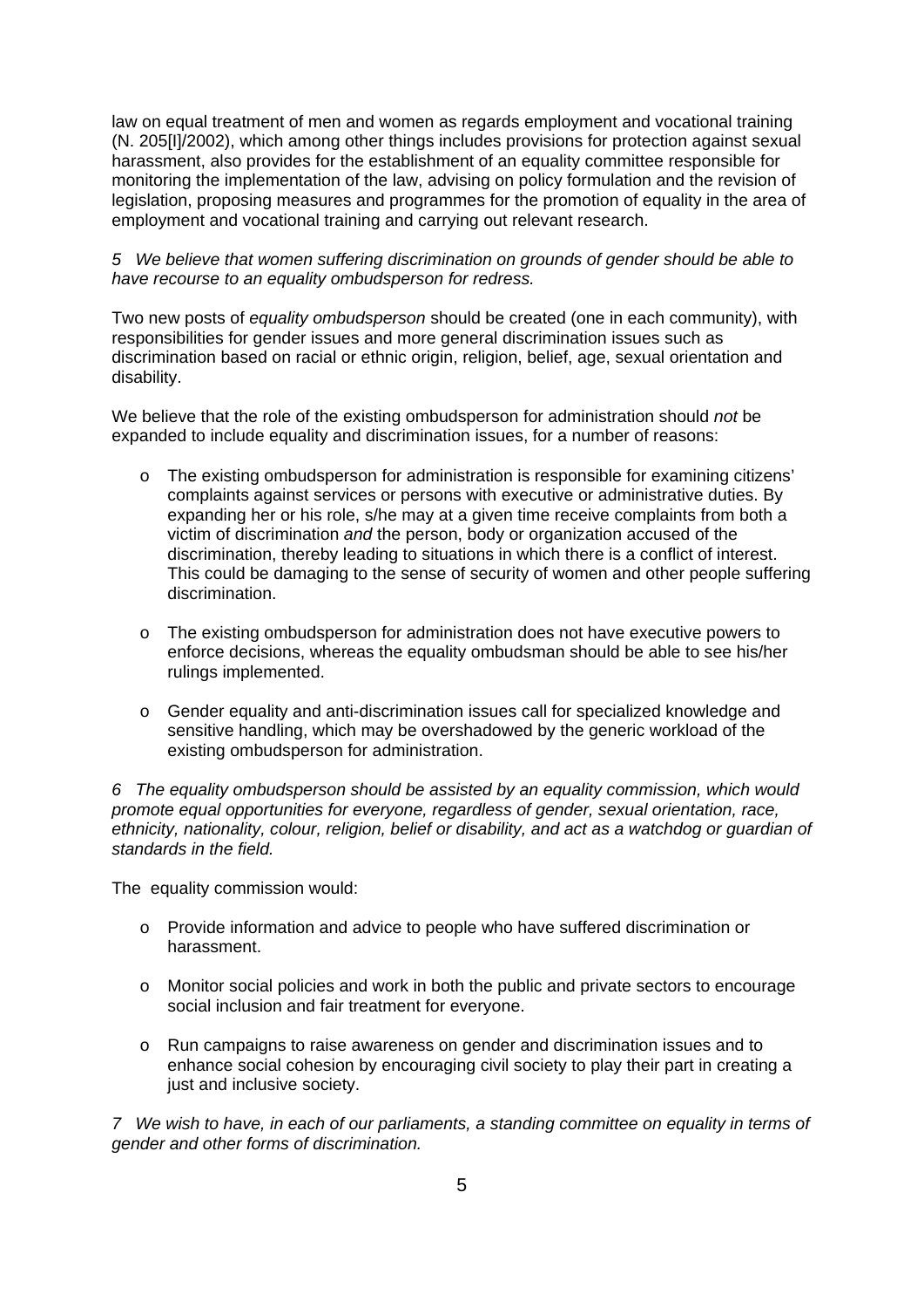law on equal treatment of men and women as regards employment and vocational training (N. 205[I]/2002), which among other things includes provisions for protection against sexual harassment, also provides for the establishment of an equality committee responsible for monitoring the implementation of the law, advising on policy formulation and the revision of legislation, proposing measures and programmes for the promotion of equality in the area of employment and vocational training and carrying out relevant research.

*5 We believe that women suffering discrimination on grounds of gender should be able to have recourse to an equality ombudsperson for redress.*

Two new posts of *equality ombudsperson* should be created (one in each community), with responsibilities for gender issues and more general discrimination issues such as discrimination based on racial or ethnic origin, religion, belief, age, sexual orientation and disability.

We believe that the role of the existing ombudsperson for administration should *not* be expanded to include equality and discrimination issues, for a number of reasons:

- The existing ombudsperson for administration is responsible for examining citizens' complaints against services or persons with executive or administrative duties. By expanding her or his role, s/he may at a given time receive complaints from both a victim of discrimination *and* the person, body or organization accused of the discrimination, thereby leading to situations in which there is a conflict of interest. This could be damaging to the sense of security of women and other people suffering discrimination.

- The existing ombudsperson for administration does not have executive powers to enforce decisions, whereas the equality ombudsman should be able to see his/her rulings implemented.

- Gender equality and anti-discrimination issues call for specialized knowledge and sensitive handling, which may be overshadowed by the generic workload of the existing ombudsperson for administration.

*6 The equality ombudsperson should be assisted by an equality commission, which would promote equal opportunities for everyone, regardless of gender, sexual orientation, race, ethnicity, nationality, colour, religion, belief or disability, and act as a watchdog or guardian of standards in the field.*

The equality commission would:

- Provide information and advice to people who have suffered discrimination or harassment.

- Monitor social policies and work in both the public and private sectors to encourage social inclusion and fair treatment for everyone.

- Run campaigns to raise awareness on gender and discrimination issues and to enhance social cohesion by encouraging civil society to play their part in creating a just and inclusive society.

*7 We wish to have, in each of our parliaments, a standing committee on equality in terms of gender and other forms of discrimination.*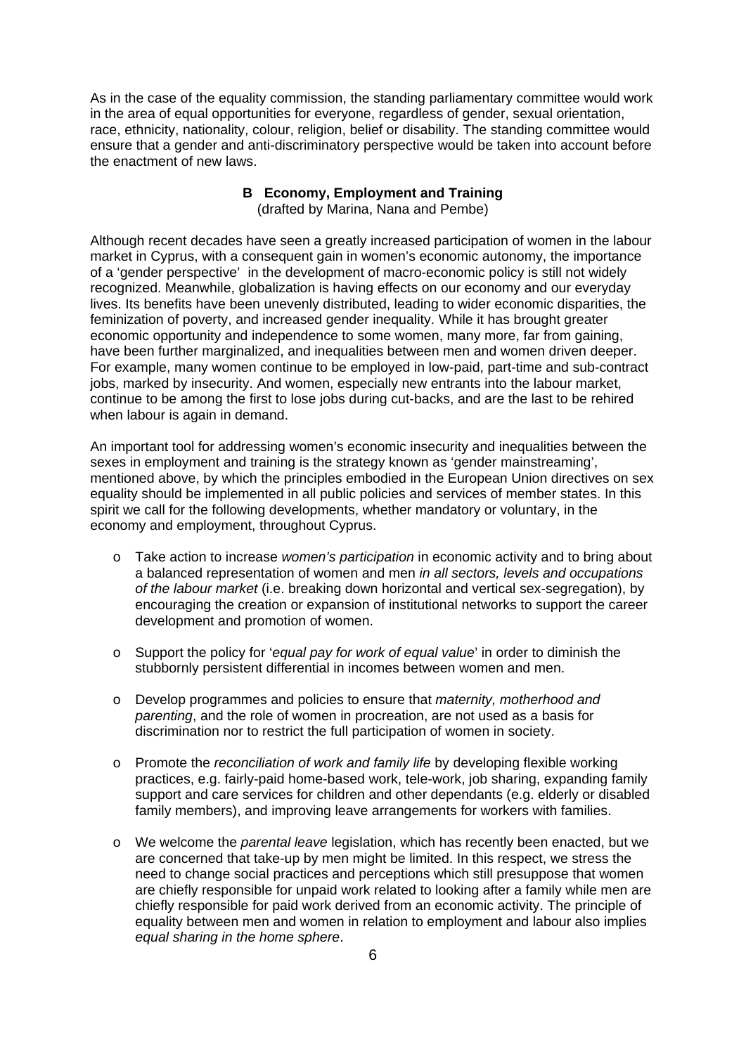As in the case of the equality commission, the standing parliamentary committee would work in the area of equal opportunities for everyone, regardless of gender, sexual orientation, race, ethnicity, nationality, colour, religion, belief or disability. The standing committee would ensure that a gender and anti-discriminatory perspective would be taken into account before the enactment of new laws.

### B Economy, Employment and Training

(drafted by Marina, Nana and Pembe)

Although recent decades have seen a greatly increased participation of women in the labour market in Cyprus, with a consequent gain in women's economic autonomy, the importance of a 'gender perspective' in the development of macro-economic policy is still not widely recognized. Meanwhile, globalization is having effects on our economy and our everyday lives. Its benefits have been unevenly distributed, leading to wider economic disparities, the feminization of poverty, and increased gender inequality. While it has brought greater economic opportunity and independence to some women, many more, far from gaining, have been further marginalized, and inequalities between men and women driven deeper. For example, many women continue to be employed in low-paid, part-time and sub-contract jobs, marked by insecurity. And women, especially new entrants into the labour market, continue to be among the first to lose jobs during cut-backs, and are the last to be rehired when labour is again in demand.

An important tool for addressing women's economic insecurity and inequalities between the sexes in employment and training is the strategy known as 'gender mainstreaming', mentioned above, by which the principles embodied in the European Union directives on sex equality should be implemented in all public policies and services of member states. In this spirit we call for the following developments, whether mandatory or voluntary, in the economy and employment, throughout Cyprus.

- Take action to increase *women's participation* in economic activity and to bring about a balanced representation of women and men *in all sectors, levels and occupations of the labour market* (i.e. breaking down horizontal and vertical sex-segregation), by encouraging the creation or expansion of institutional networks to support the career development and promotion of women.

- Support the policy for '*equal pay for work of equal value*' in order to diminish the stubbornly persistent differential in incomes between women and men.

- Develop programmes and policies to ensure that *maternity, motherhood and parenting*, and the role of women in procreation, are not used as a basis for discrimination nor to restrict the full participation of women in society.

- Promote the *reconciliation of work and family life* by developing flexible working practices, e.g. fairly-paid home-based work, tele-work, job sharing, expanding family support and care services for children and other dependants (e.g. elderly or disabled family members), and improving leave arrangements for workers with families.

- We welcome the *parental leave* legislation, which has recently been enacted, but we are concerned that take-up by men might be limited. In this respect, we stress the need to change social practices and perceptions which still presuppose that women are chiefly responsible for unpaid work related to looking after a family while men are chiefly responsible for paid work derived from an economic activity. The principle of equality between men and women in relation to employment and labour also implies *equal sharing in the home sphere*.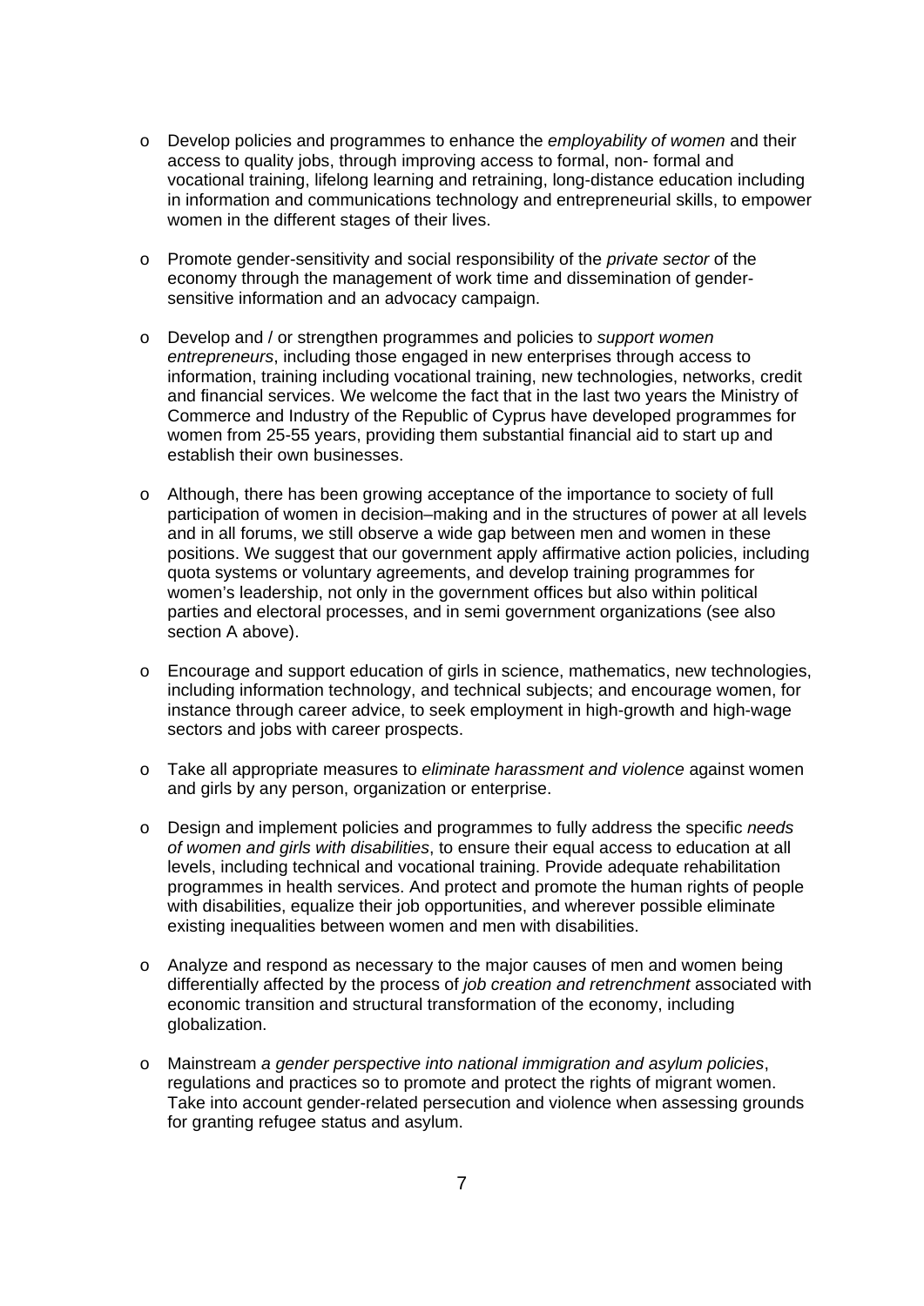- Develop policies and programmes to enhance the *employability of women* and their access to quality jobs, through improving access to formal, non- formal and vocational training, lifelong learning and retraining, long-distance education including in information and communications technology and entrepreneurial skills, to empower women in the different stages of their lives.

- Promote gender-sensitivity and social responsibility of the *private sector* of the economy through the management of work time and dissemination of gender-sensitive information and an advocacy campaign.

- Develop and / or strengthen programmes and policies to *support women entrepreneurs*, including those engaged in new enterprises through access to information, training including vocational training, new technologies, networks, credit and financial services. We welcome the fact that in the last two years the Ministry of Commerce and Industry of the Republic of Cyprus have developed programmes for women from 25-55 years, providing them substantial financial aid to start up and establish their own businesses.

- Although, there has been growing acceptance of the importance to society of full participation of women in decision–making and in the structures of power at all levels and in all forums, we still observe a wide gap between men and women in these positions. We suggest that our government apply affirmative action policies, including quota systems or voluntary agreements, and develop training programmes for women's leadership, not only in the government offices but also within political parties and electoral processes, and in semi government organizations (see also section A above).

- Encourage and support education of girls in science, mathematics, new technologies, including information technology, and technical subjects; and encourage women, for instance through career advice, to seek employment in high-growth and high-wage sectors and jobs with career prospects.

- Take all appropriate measures to *eliminate harassment and violence* against women and girls by any person, organization or enterprise.

- Design and implement policies and programmes to fully address the specific *needs of women and girls with disabilities*, to ensure their equal access to education at all levels, including technical and vocational training. Provide adequate rehabilitation programmes in health services. And protect and promote the human rights of people with disabilities, equalize their job opportunities, and wherever possible eliminate existing inequalities between women and men with disabilities.

- Analyze and respond as necessary to the major causes of men and women being differentially affected by the process of *job creation and retrenchment* associated with economic transition and structural transformation of the economy, including globalization.

- Mainstream *a gender perspective into national immigration and asylum policies*, regulations and practices so to promote and protect the rights of migrant women. Take into account gender-related persecution and violence when assessing grounds for granting refugee status and asylum.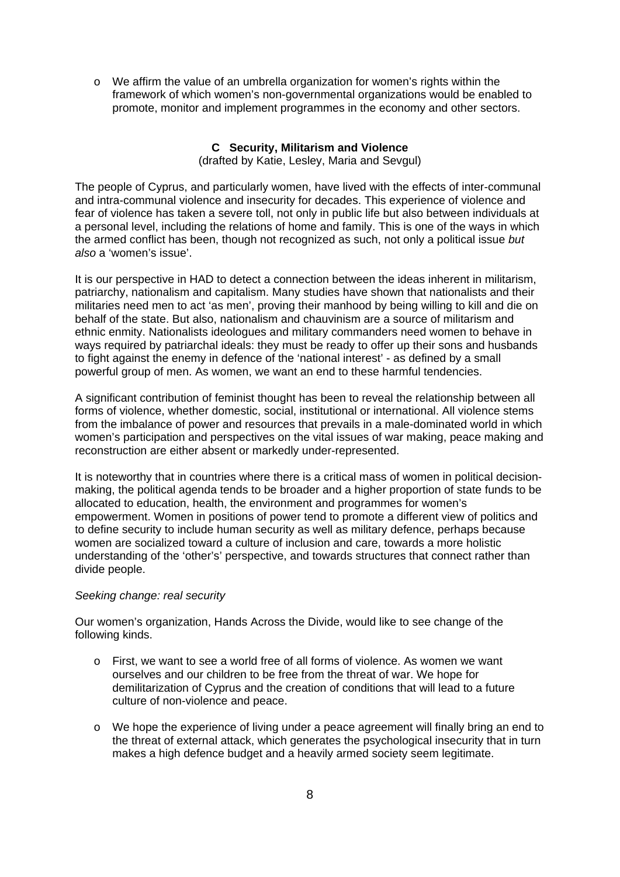- We affirm the value of an umbrella organization for women's rights within the framework of which women's non-governmental organizations would be enabled to promote, monitor and implement programmes in the economy and other sectors.

### C Security, Militarism and Violence

(drafted by Katie, Lesley, Maria and Sevgul)

The people of Cyprus, and particularly women, have lived with the effects of inter-communal and intra-communal violence and insecurity for decades. This experience of violence and fear of violence has taken a severe toll, not only in public life but also between individuals at a personal level, including the relations of home and family. This is one of the ways in which the armed conflict has been, though not recognized as such, not only a political issue *but also* a 'women's issue'.

It is our perspective in HAD to detect a connection between the ideas inherent in militarism, patriarchy, nationalism and capitalism. Many studies have shown that nationalists and their militaries need men to act 'as men', proving their manhood by being willing to kill and die on behalf of the state. But also, nationalism and chauvinism are a source of militarism and ethnic enmity. Nationalists ideologues and military commanders need women to behave in ways required by patriarchal ideals: they must be ready to offer up their sons and husbands to fight against the enemy in defence of the 'national interest' - as defined by a small powerful group of men. As women, we want an end to these harmful tendencies.

A significant contribution of feminist thought has been to reveal the relationship between all forms of violence, whether domestic, social, institutional or international. All violence stems from the imbalance of power and resources that prevails in a male-dominated world in which women's participation and perspectives on the vital issues of war making, peace making and reconstruction are either absent or markedly under-represented.

It is noteworthy that in countries where there is a critical mass of women in political decision-making, the political agenda tends to be broader and a higher proportion of state funds to be allocated to education, health, the environment and programmes for women's empowerment. Women in positions of power tend to promote a different view of politics and to define security to include human security as well as military defence, perhaps because women are socialized toward a culture of inclusion and care, towards a more holistic understanding of the 'other's' perspective, and towards structures that connect rather than divide people.

*Seeking change: real security*

Our women's organization, Hands Across the Divide, would like to see change of the following kinds.

- First, we want to see a world free of all forms of violence. As women we want ourselves and our children to be free from the threat of war. We hope for demilitarization of Cyprus and the creation of conditions that will lead to a future culture of non-violence and peace.

- We hope the experience of living under a peace agreement will finally bring an end to the threat of external attack, which generates the psychological insecurity that in turn makes a high defence budget and a heavily armed society seem legitimate.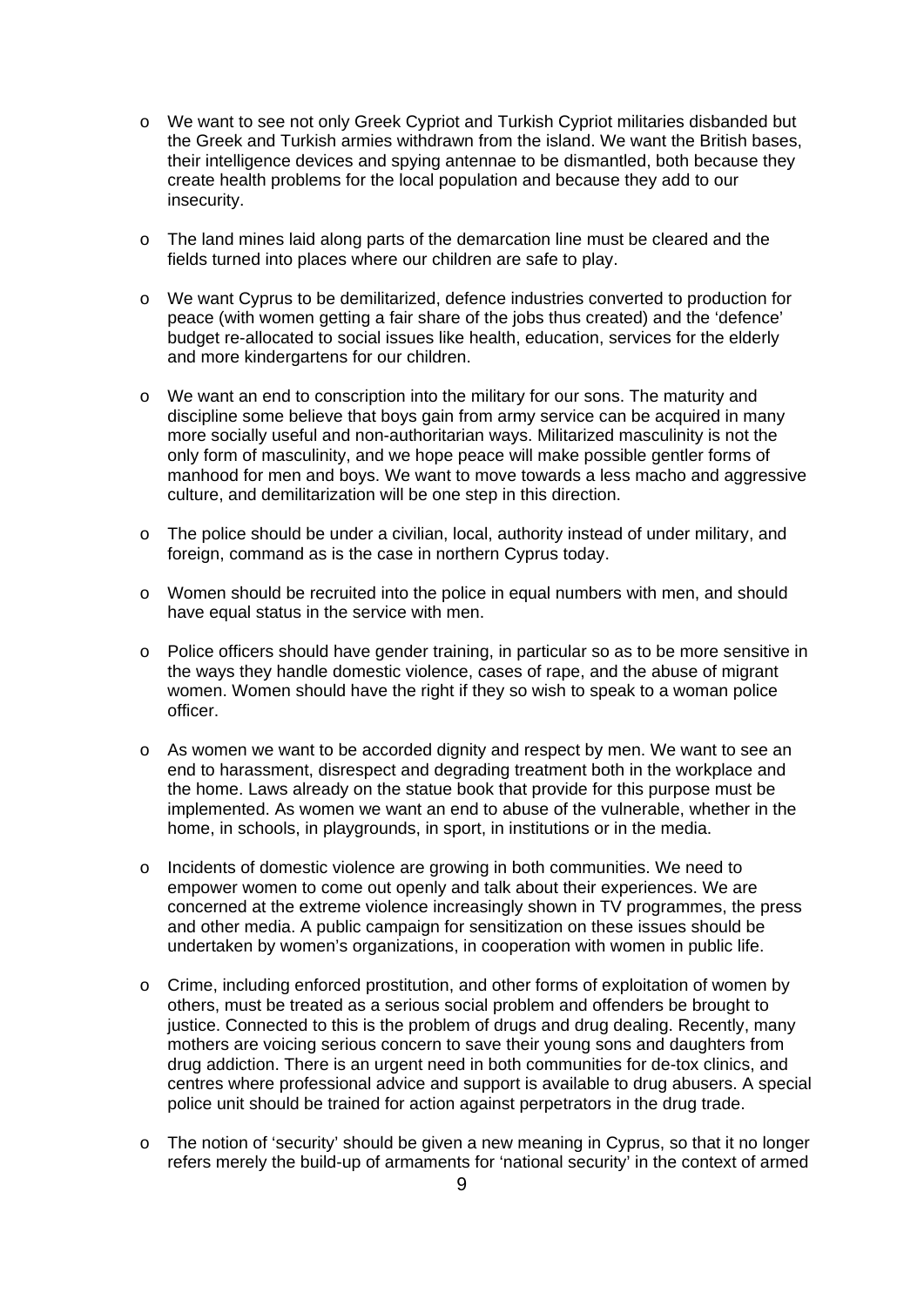- We want to see not only Greek Cypriot and Turkish Cypriot militaries disbanded but the Greek and Turkish armies withdrawn from the island. We want the British bases, their intelligence devices and spying antennae to be dismantled, both because they create health problems for the local population and because they add to our insecurity.

- The land mines laid along parts of the demarcation line must be cleared and the fields turned into places where our children are safe to play.

- We want Cyprus to be demilitarized, defence industries converted to production for peace (with women getting a fair share of the jobs thus created) and the 'defence' budget re-allocated to social issues like health, education, services for the elderly and more kindergartens for our children.

- We want an end to conscription into the military for our sons. The maturity and discipline some believe that boys gain from army service can be acquired in many more socially useful and non-authoritarian ways. Militarized masculinity is not the only form of masculinity, and we hope peace will make possible gentler forms of manhood for men and boys. We want to move towards a less macho and aggressive culture, and demilitarization will be one step in this direction.

- The police should be under a civilian, local, authority instead of under military, and foreign, command as is the case in northern Cyprus today.

- Women should be recruited into the police in equal numbers with men, and should have equal status in the service with men.

- Police officers should have gender training, in particular so as to be more sensitive in the ways they handle domestic violence, cases of rape, and the abuse of migrant women. Women should have the right if they so wish to speak to a woman police officer.

- As women we want to be accorded dignity and respect by men. We want to see an end to harassment, disrespect and degrading treatment both in the workplace and the home. Laws already on the statue book that provide for this purpose must be implemented. As women we want an end to abuse of the vulnerable, whether in the home, in schools, in playgrounds, in sport, in institutions or in the media.

- Incidents of domestic violence are growing in both communities. We need to empower women to come out openly and talk about their experiences. We are concerned at the extreme violence increasingly shown in TV programmes, the press and other media. A public campaign for sensitization on these issues should be undertaken by women's organizations, in cooperation with women in public life.

- Crime, including enforced prostitution, and other forms of exploitation of women by others, must be treated as a serious social problem and offenders be brought to justice. Connected to this is the problem of drugs and drug dealing. Recently, many mothers are voicing serious concern to save their young sons and daughters from drug addiction. There is an urgent need in both communities for de-tox clinics, and centres where professional advice and support is available to drug abusers. A special police unit should be trained for action against perpetrators in the drug trade.

- The notion of 'security' should be given a new meaning in Cyprus, so that it no longer refers merely the build-up of armaments for 'national security' in the context of armed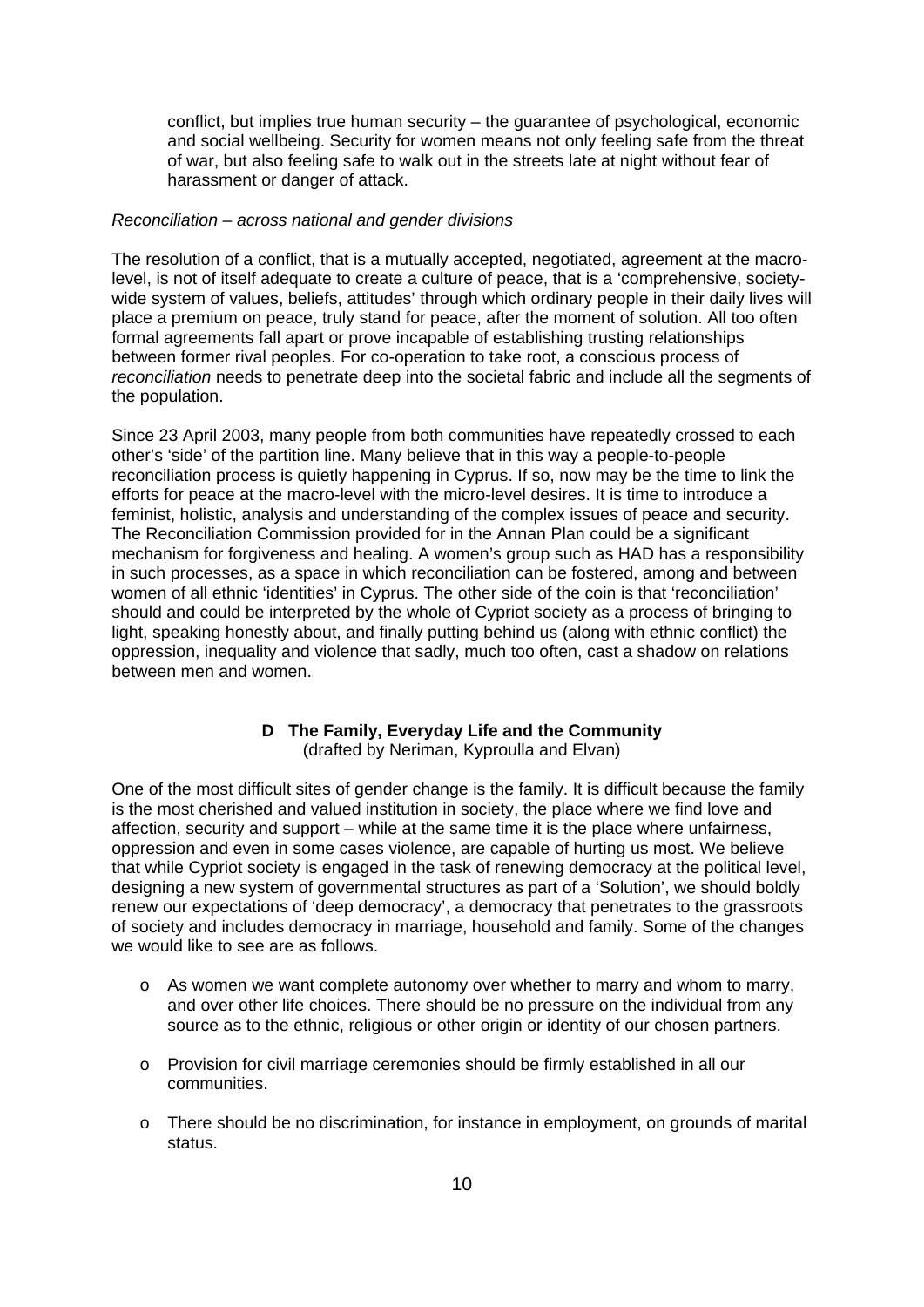conflict, but implies true human security – the guarantee of psychological, economic and social wellbeing. Security for women means not only feeling safe from the threat of war, but also feeling safe to walk out in the streets late at night without fear of harassment or danger of attack.

*Reconciliation – across national and gender divisions*

The resolution of a conflict, that is a mutually accepted, negotiated, agreement at the macro-level, is not of itself adequate to create a culture of peace, that is a 'comprehensive, society-wide system of values, beliefs, attitudes' through which ordinary people in their daily lives will place a premium on peace, truly stand for peace, after the moment of solution. All too often formal agreements fall apart or prove incapable of establishing trusting relationships between former rival peoples. For co-operation to take root, a conscious process of *reconciliation* needs to penetrate deep into the societal fabric and include all the segments of the population.

Since 23 April 2003, many people from both communities have repeatedly crossed to each other's 'side' of the partition line. Many believe that in this way a people-to-people reconciliation process is quietly happening in Cyprus. If so, now may be the time to link the efforts for peace at the macro-level with the micro-level desires. It is time to introduce a feminist, holistic, analysis and understanding of the complex issues of peace and security. The Reconciliation Commission provided for in the Annan Plan could be a significant mechanism for forgiveness and healing. A women's group such as HAD has a responsibility in such processes, as a space in which reconciliation can be fostered, among and between women of all ethnic 'identities' in Cyprus. The other side of the coin is that 'reconciliation' should and could be interpreted by the whole of Cypriot society as a process of bringing to light, speaking honestly about, and finally putting behind us (along with ethnic conflict) the oppression, inequality and violence that sadly, much too often, cast a shadow on relations between men and women.

## D The Family, Everyday Life and the Community

(drafted by Neriman, Kyproulla and Elvan)

One of the most difficult sites of gender change is the family. It is difficult because the family is the most cherished and valued institution in society, the place where we find love and affection, security and support – while at the same time it is the place where unfairness, oppression and even in some cases violence, are capable of hurting us most. We believe that while Cypriot society is engaged in the task of renewing democracy at the political level, designing a new system of governmental structures as part of a 'Solution', we should boldly renew our expectations of 'deep democracy', a democracy that penetrates to the grassroots of society and includes democracy in marriage, household and family. Some of the changes we would like to see are as follows.

- As women we want complete autonomy over whether to marry and whom to marry, and over other life choices. There should be no pressure on the individual from any source as to the ethnic, religious or other origin or identity of our chosen partners.

- Provision for civil marriage ceremonies should be firmly established in all our communities.

- There should be no discrimination, for instance in employment, on grounds of marital status.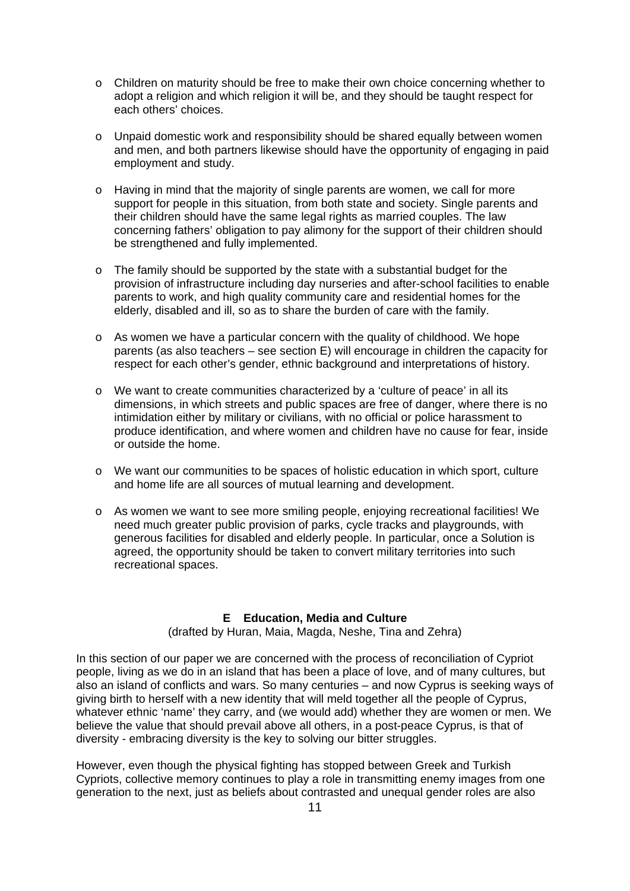- Children on maturity should be free to make their own choice concerning whether to adopt a religion and which religion it will be, and they should be taught respect for each others' choices.

- Unpaid domestic work and responsibility should be shared equally between women and men, and both partners likewise should have the opportunity of engaging in paid employment and study.

- Having in mind that the majority of single parents are women, we call for more support for people in this situation, from both state and society. Single parents and their children should have the same legal rights as married couples. The law concerning fathers' obligation to pay alimony for the support of their children should be strengthened and fully implemented.

- The family should be supported by the state with a substantial budget for the provision of infrastructure including day nurseries and after-school facilities to enable parents to work, and high quality community care and residential homes for the elderly, disabled and ill, so as to share the burden of care with the family.

- As women we have a particular concern with the quality of childhood. We hope parents (as also teachers – see section E) will encourage in children the capacity for respect for each other's gender, ethnic background and interpretations of history.

- We want to create communities characterized by a 'culture of peace' in all its dimensions, in which streets and public spaces are free of danger, where there is no intimidation either by military or civilians, with no official or police harassment to produce identification, and where women and children have no cause for fear, inside or outside the home.

- We want our communities to be spaces of holistic education in which sport, culture and home life are all sources of mutual learning and development.

- As women we want to see more smiling people, enjoying recreational facilities! We need much greater public provision of parks, cycle tracks and playgrounds, with generous facilities for disabled and elderly people. In particular, once a Solution is agreed, the opportunity should be taken to convert military territories into such recreational spaces.

## E Education, Media and Culture

(drafted by Huran, Maia, Magda, Neshe, Tina and Zehra)

In this section of our paper we are concerned with the process of reconciliation of Cypriot people, living as we do in an island that has been a place of love, and of many cultures, but also an island of conflicts and wars. So many centuries – and now Cyprus is seeking ways of giving birth to herself with a new identity that will meld together all the people of Cyprus, whatever ethnic 'name' they carry, and (we would add) whether they are women or men. We believe the value that should prevail above all others, in a post-peace Cyprus, is that of diversity - embracing diversity is the key to solving our bitter struggles.

However, even though the physical fighting has stopped between Greek and Turkish Cypriots, collective memory continues to play a role in transmitting enemy images from one generation to the next, just as beliefs about contrasted and unequal gender roles are also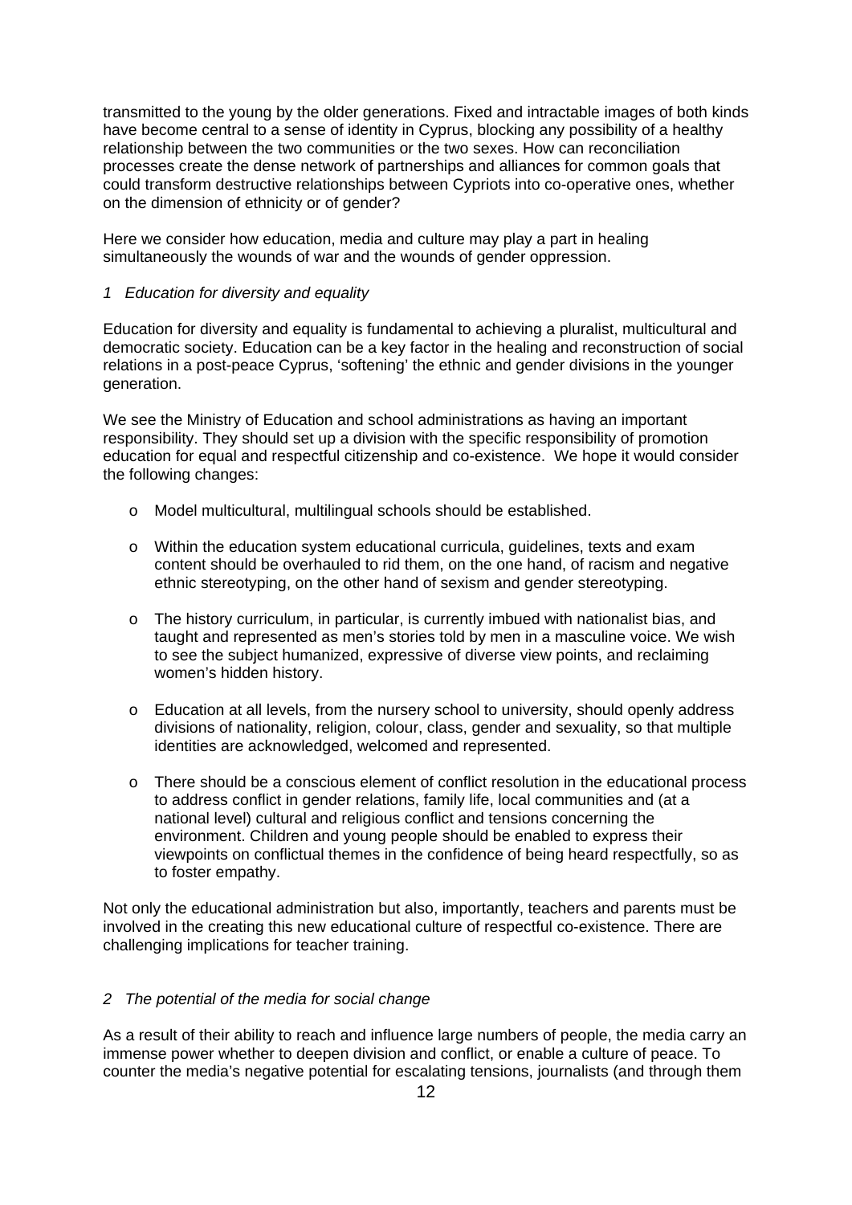transmitted to the young by the older generations. Fixed and intractable images of both kinds have become central to a sense of identity in Cyprus, blocking any possibility of a healthy relationship between the two communities or the two sexes. How can reconciliation processes create the dense network of partnerships and alliances for common goals that could transform destructive relationships between Cypriots into co-operative ones, whether on the dimension of ethnicity or of gender?

Here we consider how education, media and culture may play a part in healing simultaneously the wounds of war and the wounds of gender oppression.

### *1 Education for diversity and equality*

Education for diversity and equality is fundamental to achieving a pluralist, multicultural and democratic society. Education can be a key factor in the healing and reconstruction of social relations in a post-peace Cyprus, 'softening' the ethnic and gender divisions in the younger generation.

We see the Ministry of Education and school administrations as having an important responsibility. They should set up a division with the specific responsibility of promotion education for equal and respectful citizenship and co-existence. We hope it would consider the following changes:

- Model multicultural, multilingual schools should be established.
- Within the education system educational curricula, guidelines, texts and exam content should be overhauled to rid them, on the one hand, of racism and negative ethnic stereotyping, on the other hand of sexism and gender stereotyping.
- The history curriculum, in particular, is currently imbued with nationalist bias, and taught and represented as men's stories told by men in a masculine voice. We wish to see the subject humanized, expressive of diverse view points, and reclaiming women's hidden history.
- Education at all levels, from the nursery school to university, should openly address divisions of nationality, religion, colour, class, gender and sexuality, so that multiple identities are acknowledged, welcomed and represented.
- There should be a conscious element of conflict resolution in the educational process to address conflict in gender relations, family life, local communities and (at a national level) cultural and religious conflict and tensions concerning the environment. Children and young people should be enabled to express their viewpoints on conflictual themes in the confidence of being heard respectfully, so as to foster empathy.

Not only the educational administration but also, importantly, teachers and parents must be involved in the creating this new educational culture of respectful co-existence. There are challenging implications for teacher training.

### *2 The potential of the media for social change*

As a result of their ability to reach and influence large numbers of people, the media carry an immense power whether to deepen division and conflict, or enable a culture of peace. To counter the media's negative potential for escalating tensions, journalists (and through them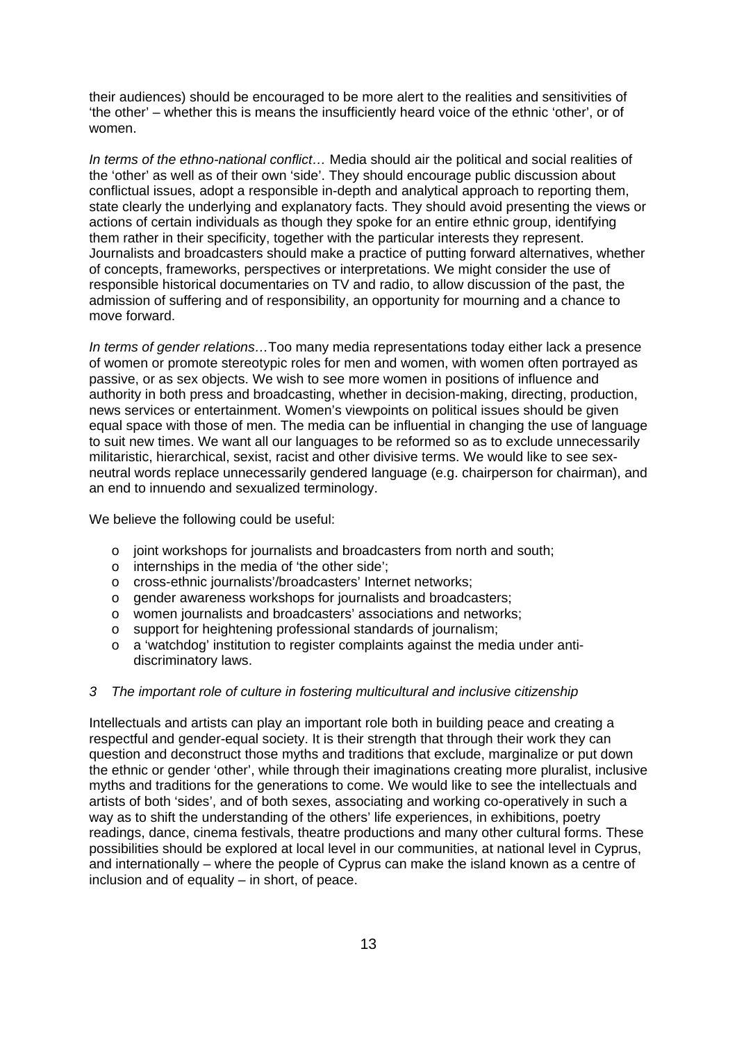their audiences) should be encouraged to be more alert to the realities and sensitivities of 'the other' – whether this is means the insufficiently heard voice of the ethnic 'other', or of women.

*In terms of the ethno-national conflict…* Media should air the political and social realities of the 'other' as well as of their own 'side'. They should encourage public discussion about conflictual issues, adopt a responsible in-depth and analytical approach to reporting them, state clearly the underlying and explanatory facts. They should avoid presenting the views or actions of certain individuals as though they spoke for an entire ethnic group, identifying them rather in their specificity, together with the particular interests they represent. Journalists and broadcasters should make a practice of putting forward alternatives, whether of concepts, frameworks, perspectives or interpretations. We might consider the use of responsible historical documentaries on TV and radio, to allow discussion of the past, the admission of suffering and of responsibility, an opportunity for mourning and a chance to move forward.

*In terms of gender relations…* Too many media representations today either lack a presence of women or promote stereotypic roles for men and women, with women often portrayed as passive, or as sex objects. We wish to see more women in positions of influence and authority in both press and broadcasting, whether in decision-making, directing, production, news services or entertainment. Women's viewpoints on political issues should be given equal space with those of men. The media can be influential in changing the use of language to suit new times. We want all our languages to be reformed so as to exclude unnecessarily militaristic, hierarchical, sexist, racist and other divisive terms. We would like to see sex-neutral words replace unnecessarily gendered language (e.g. chairperson for chairman), and an end to innuendo and sexualized terminology.

We believe the following could be useful:

- joint workshops for journalists and broadcasters from north and south;
- internships in the media of 'the other side';
- cross-ethnic journalists'/broadcasters' Internet networks;
- gender awareness workshops for journalists and broadcasters;
- women journalists and broadcasters' associations and networks;
- support for heightening professional standards of journalism;
- a 'watchdog' institution to register complaints against the media under anti-discriminatory laws.

### *3 The important role of culture in fostering multicultural and inclusive citizenship*

Intellectuals and artists can play an important role both in building peace and creating a respectful and gender-equal society. It is their strength that through their work they can question and deconstruct those myths and traditions that exclude, marginalize or put down the ethnic or gender 'other', while through their imaginations creating more pluralist, inclusive myths and traditions for the generations to come. We would like to see the intellectuals and artists of both 'sides', and of both sexes, associating and working co-operatively in such a way as to shift the understanding of the others' life experiences, in exhibitions, poetry readings, dance, cinema festivals, theatre productions and many other cultural forms. These possibilities should be explored at local level in our communities, at national level in Cyprus, and internationally – where the people of Cyprus can make the island known as a centre of inclusion and of equality – in short, of peace.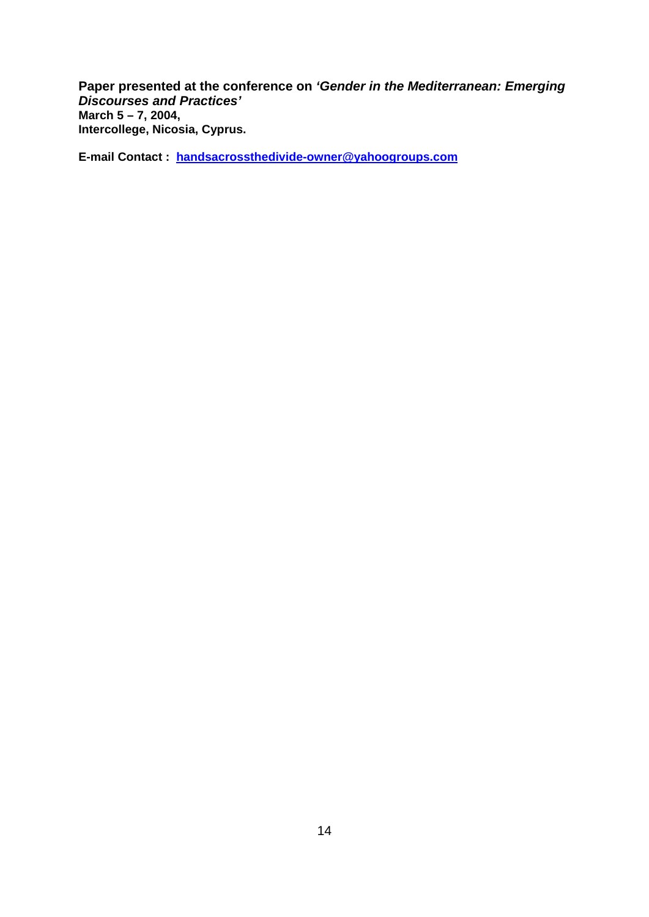**Paper presented at the conference on *'Gender in the Mediterranean: Emerging Discourses and Practices'***
**March 5 – 7, 2004,**
**Intercollege, Nicosia, Cyprus.**

**E-mail Contact : handsacrossthedivide-owner@yahoogroups.com**